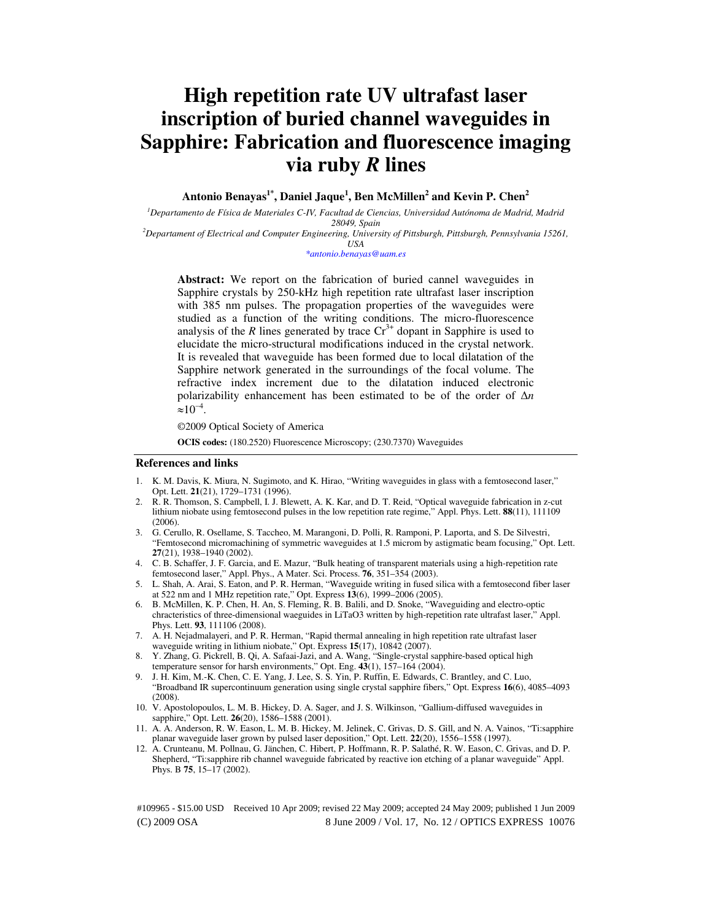# High repetition rate UV ultrafast laser inscription of buried channel waveguides in Sapphire: Fabrication and fluorescence imaging via ruby *R* lines

**Antonio Benayas[1*], Daniel Jaque[1], Ben McMillen[2] and Kevin P. Chen[2]**

[1]*Departamento de Física de Materiales C-IV, Facultad de Ciencias, Universidad Autónoma de Madrid, Madrid 28049, Spain*

[2]*Departament of Electrical and Computer Engineering, University of Pittsburgh, Pittsburgh, Pennsylvania 15261, USA*

*\*antonio.benayas@uam.es*

**Abstract:** We report on the fabrication of buried cannel waveguides in Sapphire crystals by 250-kHz high repetition rate ultrafast laser inscription with 385 nm pulses. The propagation properties of the waveguides were studied as a function of the writing conditions. The micro-fluorescence analysis of the *R* lines generated by trace $Cr^{3+}$ dopant in Sapphire is used to elucidate the micro-structural modifications induced in the crystal network. It is revealed that waveguide has been formed due to local dilatation of the Sapphire network generated in the surroundings of the focal volume. The refractive index increment due to the dilatation induced electronic polarizability enhancement has been estimated to be of the order of $\Delta n \approx 10^{-4}$.

©2009 Optical Society of America

**OCIS codes:** (180.2520) Fluorescence Microscopy; (230.7370) Waveguides

## References and links

1. K. M. Davis, K. Miura, N. Sugimoto, and K. Hirao, "Writing waveguides in glass with a femtosecond laser," Opt. Lett. **21**(21), 1729–1731 (1996).
2. R. R. Thomson, S. Campbell, I. J. Blewett, A. K. Kar, and D. T. Reid, "Optical waveguide fabrication in z-cut lithium niobate using femtosecond pulses in the low repetition rate regime," Appl. Phys. Lett. **88**(11), 111109 (2006).
3. G. Cerullo, R. Osellame, S. Taccheo, M. Marangoni, D. Polli, R. Ramponi, P. Laporta, and S. De Silvestri, "Femtosecond micromachining of symmetric waveguides at 1.5 microm by astigmatic beam focusing," Opt. Lett. **27**(21), 1938–1940 (2002).
4. C. B. Schaffer, J. F. Garcia, and E. Mazur, "Bulk heating of transparent materials using a high-repetition rate femtosecond laser," Appl. Phys., A Mater. Sci. Process. **76**, 351–354 (2003).
5. L. Shah, A. Arai, S. Eaton, and P. R. Herman, "Waveguide writing in fused silica with a femtosecond fiber laser at 522 nm and 1 MHz repetition rate," Opt. Express **13**(6), 1999–2006 (2005).
6. B. McMillen, K. P. Chen, H. An, S. Fleming, R. B. Balili, and D. Snoke, "Waveguiding and electro-optic chracteristics of three-dimensional waeguides in LiTaO3 written by high-repetition rate ultrafast laser," Appl. Phys. Lett. **93**, 111106 (2008).
7. A. H. Nejadmalayeri, and P. R. Herman, "Rapid thermal annealing in high repetition rate ultrafast laser waveguide writing in lithium niobate," Opt. Express **15**(17), 10842 (2007).
8. Y. Zhang, G. Pickrell, B. Qi, A. Safaai-Jazi, and A. Wang, "Single-crystal sapphire-based optical high temperature sensor for harsh environments," Opt. Eng. **43**(1), 157–164 (2004).
9. J. H. Kim, M.-K. Chen, C. E. Yang, J. Lee, S. S. Yin, P. Ruffin, E. Edwards, C. Brantley, and C. Luo, "Broadband IR supercontinuum generation using single crystal sapphire fibers," Opt. Express **16**(6), 4085–4093 (2008).
10. V. Apostolopoulos, L. M. B. Hickey, D. A. Sager, and J. S. Wilkinson, "Gallium-diffused waveguides in sapphire," Opt. Lett. **26**(20), 1586–1588 (2001).
11. A. A. Anderson, R. W. Eason, L. M. B. Hickey, M. Jelinek, C. Grivas, D. S. Gill, and N. A. Vainos, "Ti:sapphire planar waveguide laser grown by pulsed laser deposition," Opt. Lett. **22**(20), 1556–1558 (1997).
12. A. Crunteanu, M. Pollnau, G. Jänchen, C. Hibert, P. Hoffmann, R. P. Salathé, R. W. Eason, C. Grivas, and D. P. Shepherd, "Ti:sapphire rib channel waveguide fabricated by reactive ion etching of a planar waveguide" Appl. Phys. B **75**, 15–17 (2002).

#109965 - $15.00 USD Received 10 Apr 2009; revised 22 May 2009; accepted 24 May 2009; published 1 Jun 2009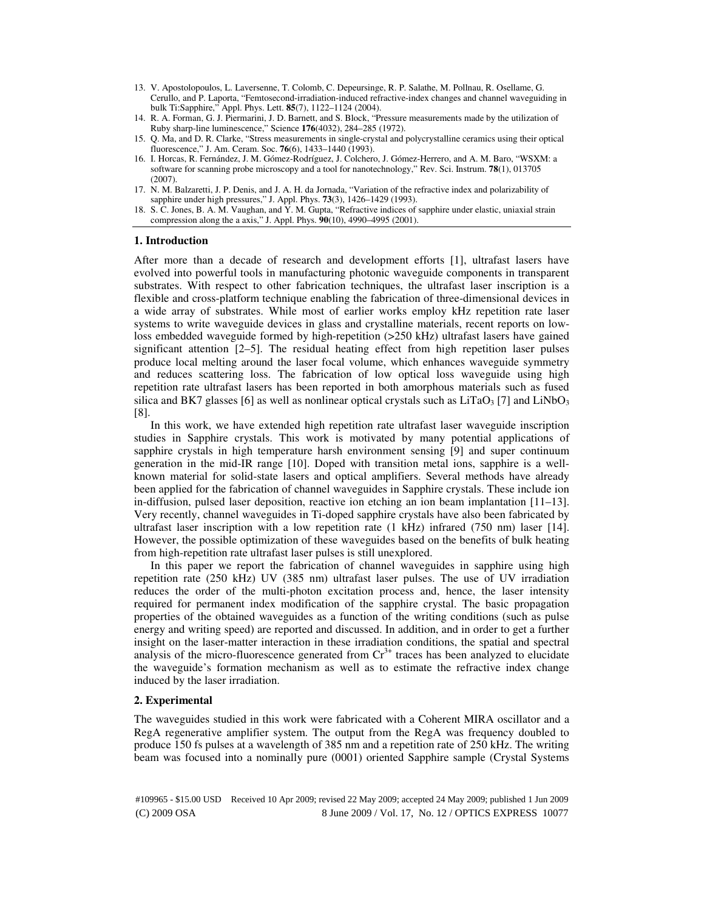13. V. Apostolopoulos, L. Laversenne, T. Colomb, C. Depeursinge, R. P. Salathe, M. Pollnau, R. Osellame, G. Cerullo, and P. Laporta, "Femtosecond-irradiation-induced refractive-index changes and channel waveguiding in bulk Ti:Sapphire," Appl. Phys. Lett. **85**(7), 1122–1124 (2004).
14. R. A. Forman, G. J. Piermarini, J. D. Barnett, and S. Block, "Pressure measurements made by the utilization of Ruby sharp-line luminescence," Science **176**(4032), 284–285 (1972).
15. Q. Ma, and D. R. Clarke, "Stress measurements in single-crystal and polycrystalline ceramics using their optical fluorescence," J. Am. Ceram. Soc. **76**(6), 1433–1440 (1993).
16. I. Horcas, R. Fernández, J. M. Gómez-Rodríguez, J. Colchero, J. Gómez-Herrero, and A. M. Baro, "WSXM: a software for scanning probe microscopy and a tool for nanotechnology," Rev. Sci. Instrum. **78**(1), 013705 (2007).
17. N. M. Balzaretti, J. P. Denis, and J. A. H. da Jornada, "Variation of the refractive index and polarizability of sapphire under high pressures," J. Appl. Phys. **73**(3), 1426–1429 (1993).
18. S. C. Jones, B. A. M. Vaughan, and Y. M. Gupta, "Refractive indices of sapphire under elastic, uniaxial strain compression along the a axis," J. Appl. Phys. **90**(10), 4990–4995 (2001).

## 1. Introduction

After more than a decade of research and development efforts [1], ultrafast lasers have evolved into powerful tools in manufacturing photonic waveguide components in transparent substrates. With respect to other fabrication techniques, the ultrafast laser inscription is a flexible and cross-platform technique enabling the fabrication of three-dimensional devices in a wide array of substrates. While most of earlier works employ kHz repetition rate laser systems to write waveguide devices in glass and crystalline materials, recent reports on low-loss embedded waveguide formed by high-repetition (>250 kHz) ultrafast lasers have gained significant attention [2–5]. The residual heating effect from high repetition laser pulses produce local melting around the laser focal volume, which enhances waveguide symmetry and reduces scattering loss. The fabrication of low optical loss waveguide using high repetition rate ultrafast lasers has been reported in both amorphous materials such as fused silica and BK7 glasses [6] as well as nonlinear optical crystals such as $LiTaO_3$ [7] and $LiNbO_3$ [8].

In this work, we have extended high repetition rate ultrafast laser waveguide inscription studies in Sapphire crystals. This work is motivated by many potential applications of sapphire crystals in high temperature harsh environment sensing [9] and super continuum generation in the mid-IR range [10]. Doped with transition metal ions, sapphire is a well-known material for solid-state lasers and optical amplifiers. Several methods have already been applied for the fabrication of channel waveguides in Sapphire crystals. These include ion in-diffusion, pulsed laser deposition, reactive ion etching an ion beam implantation [11–13]. Very recently, channel waveguides in Ti-doped sapphire crystals have also been fabricated by ultrafast laser inscription with a low repetition rate (1 kHz) infrared (750 nm) laser [14]. However, the possible optimization of these waveguides based on the benefits of bulk heating from high-repetition rate ultrafast laser pulses is still unexplored.

In this paper we report the fabrication of channel waveguides in sapphire using high repetition rate (250 kHz) UV (385 nm) ultrafast laser pulses. The use of UV irradiation reduces the order of the multi-photon excitation process and, hence, the laser intensity required for permanent index modification of the sapphire crystal. The basic propagation properties of the obtained waveguides as a function of the writing conditions (such as pulse energy and writing speed) are reported and discussed. In addition, and in order to get a further insight on the laser-matter interaction in these irradiation conditions, the spatial and spectral analysis of the micro-fluorescence generated from $Cr^{3+}$ traces has been analyzed to elucidate the waveguide's formation mechanism as well as to estimate the refractive index change induced by the laser irradiation.

## 2. Experimental

The waveguides studied in this work were fabricated with a Coherent MIRA oscillator and a RegA regenerative amplifier system. The output from the RegA was frequency doubled to produce 150 fs pulses at a wavelength of 385 nm and a repetition rate of 250 kHz. The writing beam was focused into a nominally pure (0001) oriented Sapphire sample (Crystal Systems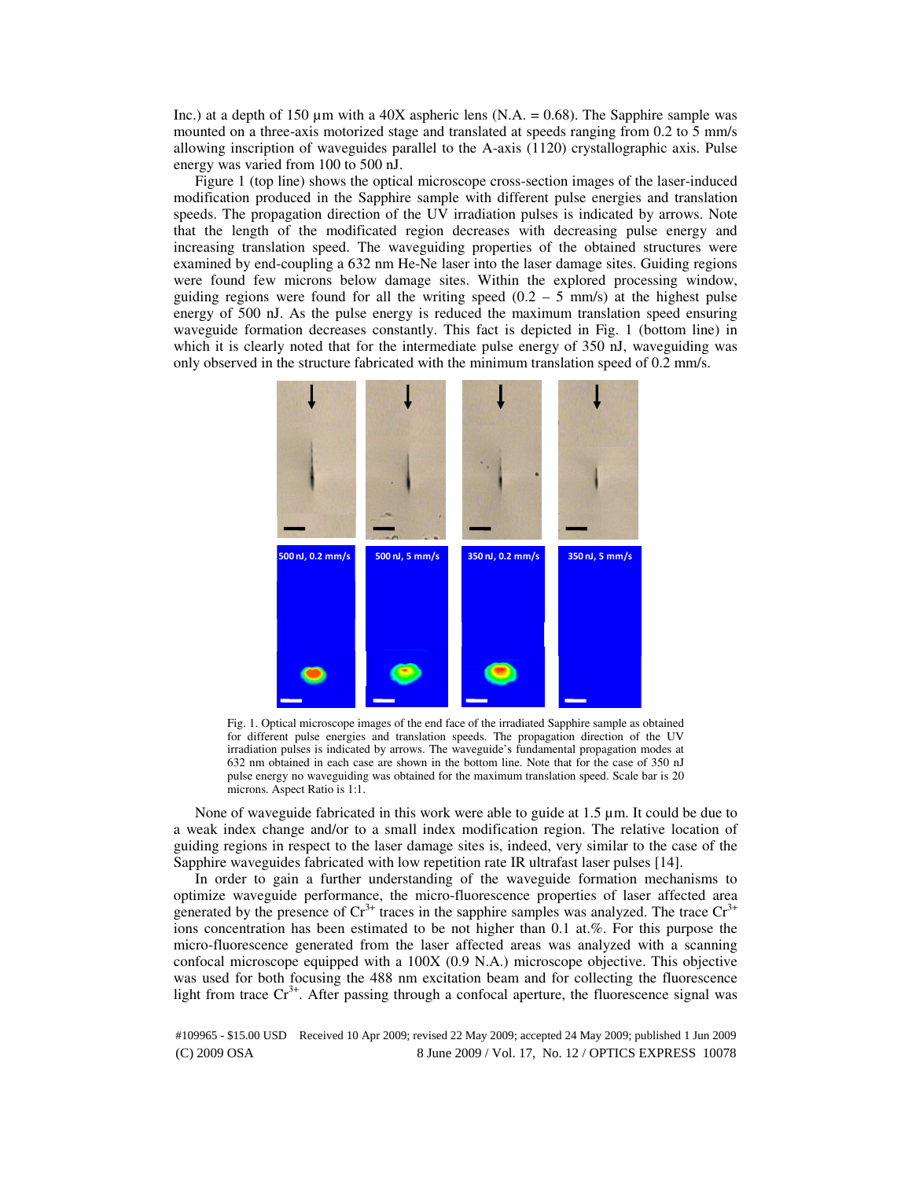Inc.) at a depth of 150 µm with a 40X aspheric lens (N.A. = 0.68). The Sapphire sample was mounted on a three-axis motorized stage and translated at speeds ranging from 0.2 to 5 mm/s allowing inscription of waveguides parallel to the A-axis (1120) crystallographic axis. Pulse energy was varied from 100 to 500 nJ.

Figure 1 (top line) shows the optical microscope cross-section images of the laser-induced modification produced in the Sapphire sample with different pulse energies and translation speeds. The propagation direction of the UV irradiation pulses is indicated by arrows. Note that the length of the modificated region decreases with decreasing pulse energy and increasing translation speed. The waveguiding properties of the obtained structures were examined by end-coupling a 632 nm He-Ne laser into the laser damage sites. Guiding regions were found few microns below damage sites. Within the explored processing window, guiding regions were found for all the writing speed (0.2 – 5 mm/s) at the highest pulse energy of 500 nJ. As the pulse energy is reduced the maximum translation speed ensuring waveguide formation decreases constantly. This fact is depicted in Fig. 1 (bottom line) in which it is clearly noted that for the intermediate pulse energy of 350 nJ, waveguiding was only observed in the structure fabricated with the minimum translation speed of 0.2 mm/s.

Fig. 1. Optical microscope images of the end face of the irradiated Sapphire sample as obtained for different pulse energies and translation speeds. The propagation direction of the UV irradiation pulses is indicated by arrows. The waveguide's fundamental propagation modes at 632 nm obtained in each case are shown in the bottom line. Note that for the case of 350 nJ pulse energy no waveguiding was obtained for the maximum translation speed. Scale bar is 20 microns. Aspect Ratio is 1:1.

None of waveguide fabricated in this work were able to guide at 1.5 µm. It could be due to a weak index change and/or to a small index modification region. The relative location of guiding regions in respect to the laser damage sites is, indeed, very similar to the case of the Sapphire waveguides fabricated with low repetition rate IR ultrafast laser pulses [14].

In order to gain a further understanding of the waveguide formation mechanisms to optimize waveguide performance, the micro-fluorescence properties of laser affected area generated by the presence of $Cr^{3+}$ traces in the sapphire samples was analyzed. The trace $Cr^{3+}$ ions concentration has been estimated to be not higher than 0.1 at.%. For this purpose the micro-fluorescence generated from the laser affected areas was analyzed with a scanning confocal microscope equipped with a 100X (0.9 N.A.) microscope objective. This objective was used for both focusing the 488 nm excitation beam and for collecting the fluorescence light from trace $Cr^{3+}$. After passing through a confocal aperture, the fluorescence signal was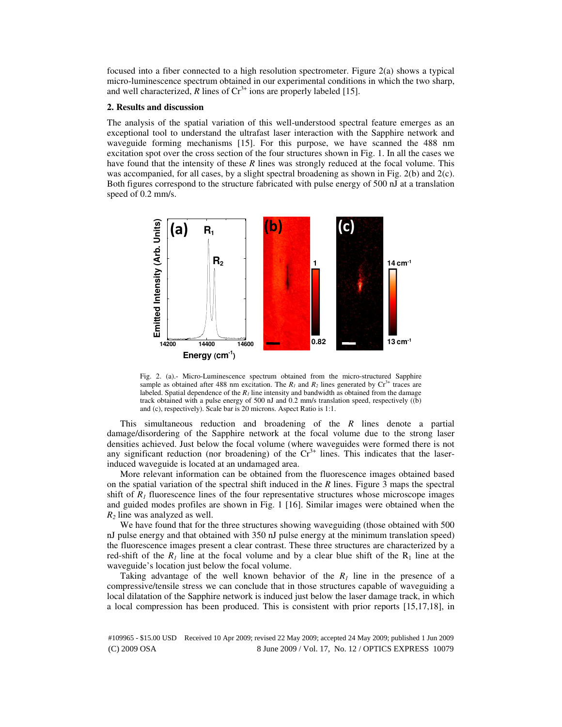focused into a fiber connected to a high resolution spectrometer. Figure 2(a) shows a typical micro-luminescence spectrum obtained in our experimental conditions in which the two sharp, and well characterized, *R* lines of $Cr^{3+}$ ions are properly labeled [15].

## 2. Results and discussion

The analysis of the spatial variation of this well-understood spectral feature emerges as an exceptional tool to understand the ultrafast laser interaction with the Sapphire network and waveguide forming mechanisms [15]. For this purpose, we have scanned the 488 nm excitation spot over the cross section of the four structures shown in Fig. 1. In all the cases we have found that the intensity of these *R* lines was strongly reduced at the focal volume. This was accompanied, for all cases, by a slight spectral broadening as shown in Fig. 2(b) and 2(c). Both figures correspond to the structure fabricated with pulse energy of 500 nJ at a translation speed of 0.2 mm/s.

Fig. 2. (a).- Micro-Luminescence spectrum obtained from the micro-structured Sapphire sample as obtained after 488 nm excitation. The $R_1$ and $R_2$ lines generated by $Cr^{3+}$ traces are labeled. Spatial dependence of the $R_1$ line intensity and bandwidth as obtained from the damage track obtained with a pulse energy of 500 nJ and 0.2 mm/s translation speed, respectively ((b) and (c), respectively). Scale bar is 20 microns. Aspect Ratio is 1:1.

This simultaneous reduction and broadening of the *R* lines denote a partial damage/disordering of the Sapphire network at the focal volume due to the strong laser densities achieved. Just below the focal volume (where waveguides were formed there is not any significant reduction (nor broadening) of the $Cr^{3+}$ lines. This indicates that the laser-induced waveguide is located at an undamaged area.

More relevant information can be obtained from the fluorescence images obtained based on the spatial variation of the spectral shift induced in the *R* lines. Figure 3 maps the spectral shift of $R_1$ fluorescence lines of the four representative structures whose microscope images and guided modes profiles are shown in Fig. 1 [16]. Similar images were obtained when the $R_2$ line was analyzed as well.

We have found that for the three structures showing waveguiding (those obtained with 500 nJ pulse energy and that obtained with 350 nJ pulse energy at the minimum translation speed) the fluorescence images present a clear contrast. These three structures are characterized by a red-shift of the $R_1$ line at the focal volume and by a clear blue shift of the $R_1$ line at the waveguide's location just below the focal volume.

Taking advantage of the well known behavior of the $R_1$ line in the presence of a compressive/tensile stress we can conclude that in those structures capable of waveguiding a local dilatation of the Sapphire network is induced just below the laser damage track, in which a local compression has been produced. This is consistent with prior reports [15,17,18], in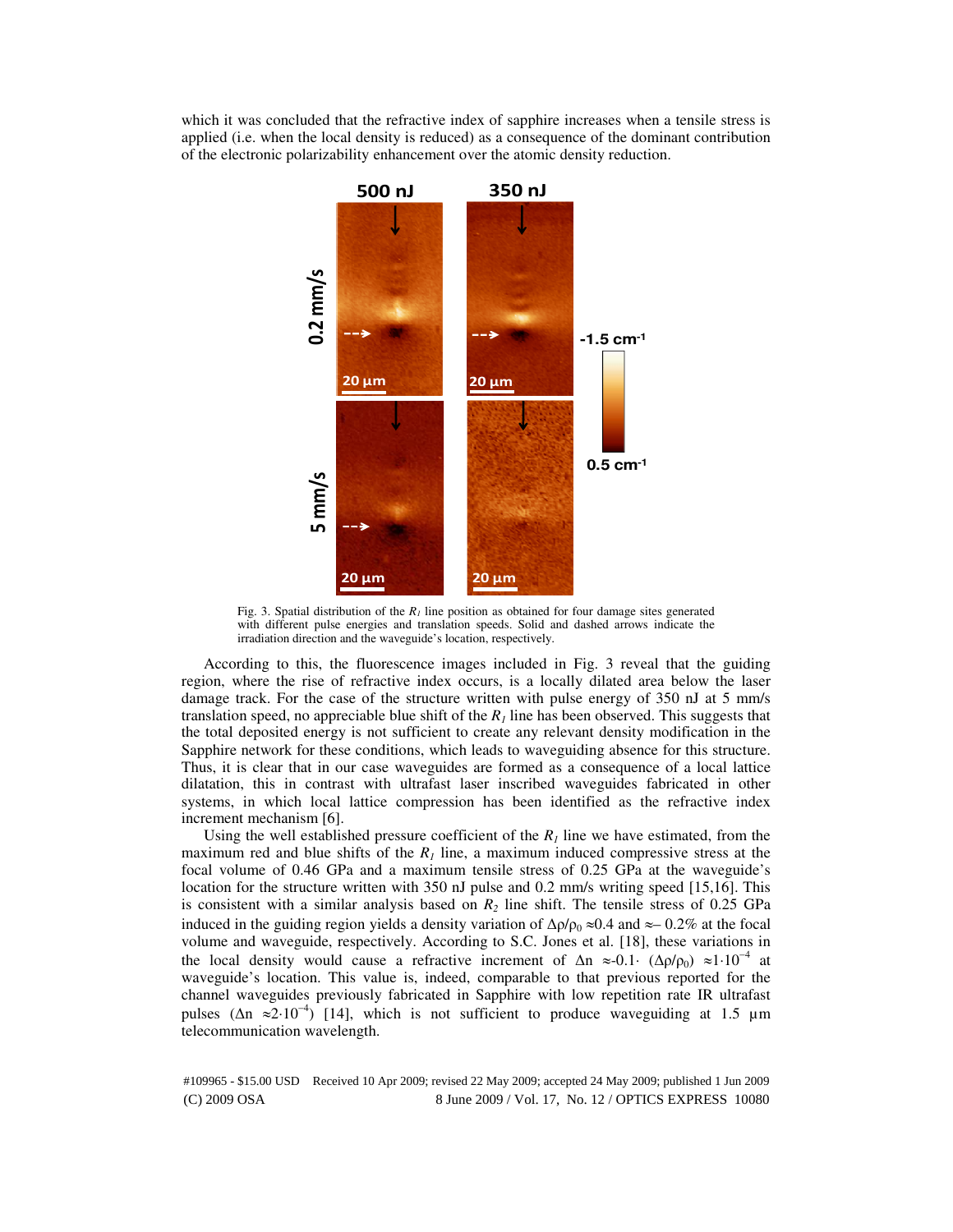which it was concluded that the refractive index of sapphire increases when a tensile stress is applied (i.e. when the local density is reduced) as a consequence of the dominant contribution of the electronic polarizability enhancement over the atomic density reduction.

Fig. 3. Spatial distribution of the $R_1$ line position as obtained for four damage sites generated with different pulse energies and translation speeds. Solid and dashed arrows indicate the irradiation direction and the waveguide's location, respectively.

According to this, the fluorescence images included in Fig. 3 reveal that the guiding region, where the rise of refractive index occurs, is a locally dilated area below the laser damage track. For the case of the structure written with pulse energy of 350 nJ at 5 mm/s translation speed, no appreciable blue shift of the $R_1$ line has been observed. This suggests that the total deposited energy is not sufficient to create any relevant density modification in the Sapphire network for these conditions, which leads to waveguiding absence for this structure. Thus, it is clear that in our case waveguides are formed as a consequence of a local lattice dilatation, this in contrast with ultrafast laser inscribed waveguides fabricated in other systems, in which local lattice compression has been identified as the refractive index increment mechanism [6].

Using the well established pressure coefficient of the $R_1$ line we have estimated, from the maximum red and blue shifts of the $R_1$ line, a maximum induced compressive stress at the focal volume of 0.46 GPa and a maximum tensile stress of 0.25 GPa at the waveguide's location for the structure written with 350 nJ pulse and 0.2 mm/s writing speed [15,16]. This is consistent with a similar analysis based on $R_2$ line shift. The tensile stress of 0.25 GPa induced in the guiding region yields a density variation of $\Delta\rho/\rho_0 \approx 0.4$ and $\approx -0.2\%$ at the focal volume and waveguide, respectively. According to S.C. Jones et al. [18], these variations in the local density would cause a refractive increment of $\Delta n \approx -0.1 \cdot (\Delta\rho/\rho_0) \approx 1 \cdot 10^{-4}$ at waveguide's location. This value is, indeed, comparable to that previous reported for the channel waveguides previously fabricated in Sapphire with low repetition rate IR ultrafast pulses ($\Delta n \approx 2 \cdot 10^{-4}$) [14], which is not sufficient to produce waveguiding at 1.5 µm telecommunication wavelength.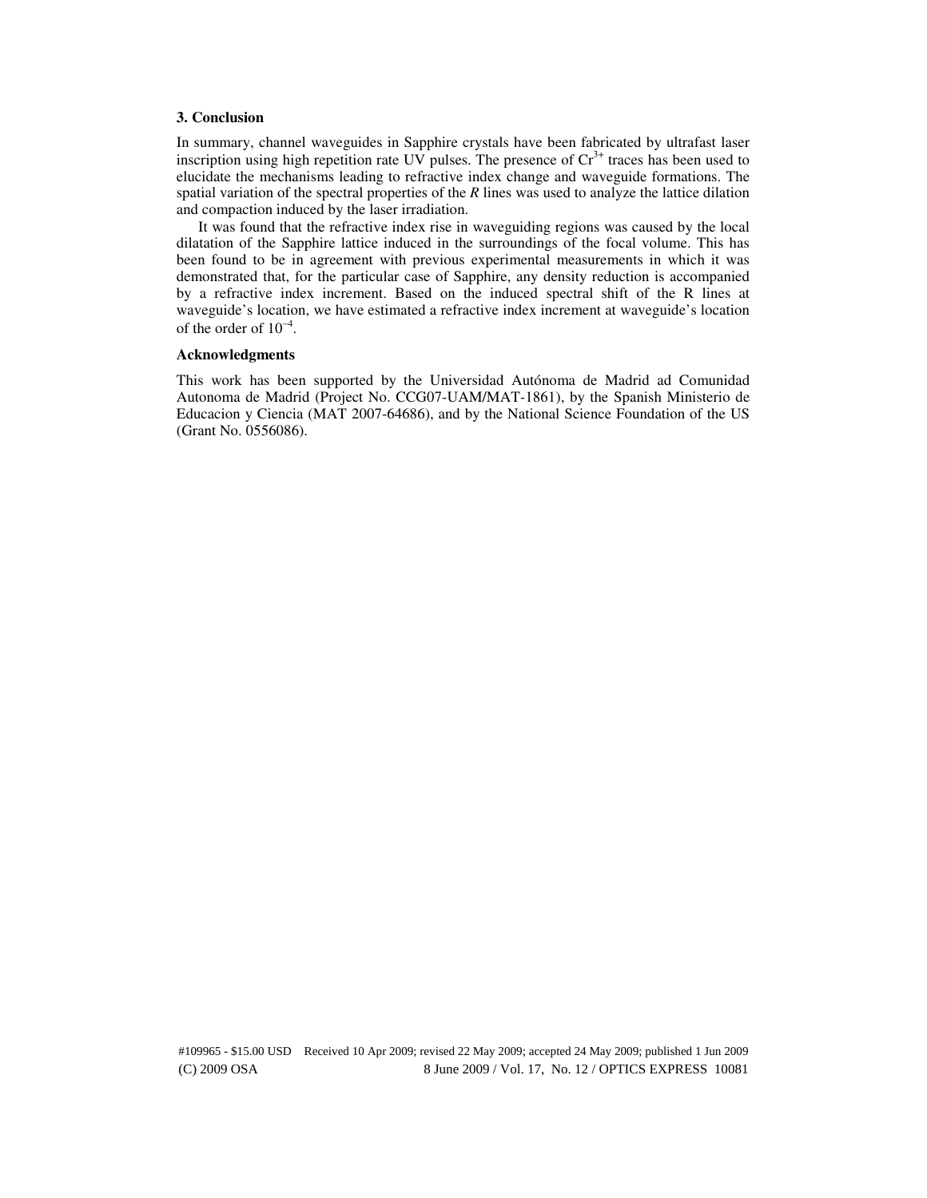### 3. Conclusion

In summary, channel waveguides in Sapphire crystals have been fabricated by ultrafast laser inscription using high repetition rate UV pulses. The presence of $Cr^{3+}$ traces has been used to elucidate the mechanisms leading to refractive index change and waveguide formations. The spatial variation of the spectral properties of the *R* lines was used to analyze the lattice dilation and compaction induced by the laser irradiation.

It was found that the refractive index rise in waveguiding regions was caused by the local dilatation of the Sapphire lattice induced in the surroundings of the focal volume. This has been found to be in agreement with previous experimental measurements in which it was demonstrated that, for the particular case of Sapphire, any density reduction is accompanied by a refractive index increment. Based on the induced spectral shift of the R lines at waveguide's location, we have estimated a refractive index increment at waveguide's location of the order of $10^{-4}$.

### Acknowledgments

This work has been supported by the Universidad Autónoma de Madrid ad Comunidad Autonoma de Madrid (Project No. CCG07-UAM/MAT-1861), by the Spanish Ministerio de Educacion y Ciencia (MAT 2007-64686), and by the National Science Foundation of the US (Grant No. 0556086).

#109965 - $15.00 USD Received 10 Apr 2009; revised 22 May 2009; accepted 24 May 2009; published 1 Jun 2009
(C) 2009 OSA